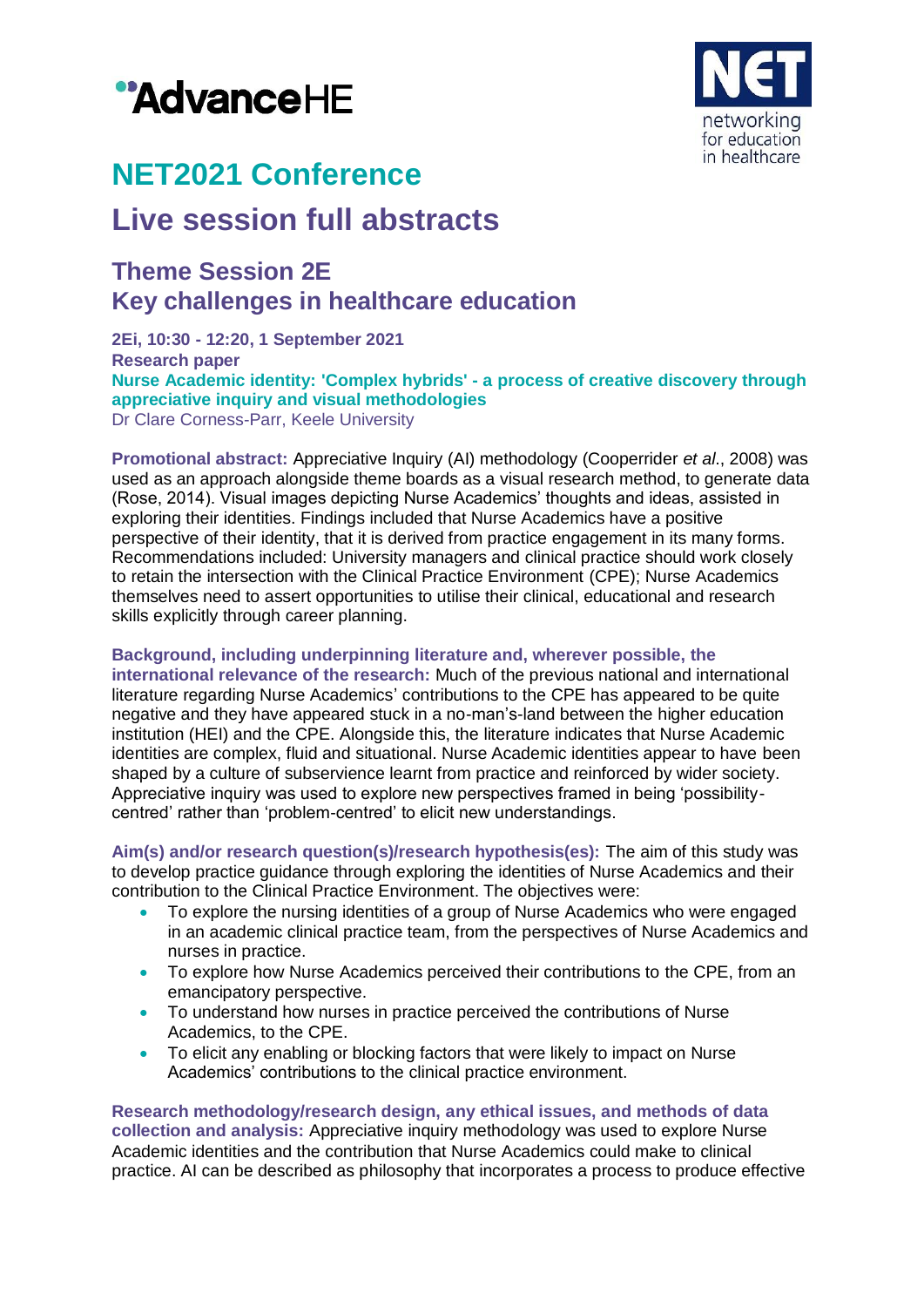# NET2021 Conference

# Live session full abstracts

## Theme Session 2E
## Key challenges in healthcare education

**2Ei, 10:30 - 12:20, 1 September 2021**
**Research paper**
**Nurse Academic identity: 'Complex hybrids' - a process of creative discovery through appreciative inquiry and visual methodologies**
Dr Clare Corness-Parr, Keele University

**Promotional abstract:** Appreciative Inquiry (AI) methodology (Cooperrider *et al*., 2008) was used as an approach alongside theme boards as a visual research method, to generate data (Rose, 2014). Visual images depicting Nurse Academics' thoughts and ideas, assisted in exploring their identities. Findings included that Nurse Academics have a positive perspective of their identity, that it is derived from practice engagement in its many forms. Recommendations included: University managers and clinical practice should work closely to retain the intersection with the Clinical Practice Environment (CPE); Nurse Academics themselves need to assert opportunities to utilise their clinical, educational and research skills explicitly through career planning.

**Background, including underpinning literature and, wherever possible, the international relevance of the research:** Much of the previous national and international literature regarding Nurse Academics' contributions to the CPE has appeared to be quite negative and they have appeared stuck in a no-man's-land between the higher education institution (HEI) and the CPE. Alongside this, the literature indicates that Nurse Academic identities are complex, fluid and situational. Nurse Academic identities appear to have been shaped by a culture of subservience learnt from practice and reinforced by wider society. Appreciative inquiry was used to explore new perspectives framed in being 'possibility-centred' rather than 'problem-centred' to elicit new understandings.

**Aim(s) and/or research question(s)/research hypothesis(es):** The aim of this study was to develop practice guidance through exploring the identities of Nurse Academics and their contribution to the Clinical Practice Environment. The objectives were:

- To explore the nursing identities of a group of Nurse Academics who were engaged in an academic clinical practice team, from the perspectives of Nurse Academics and nurses in practice.
- To explore how Nurse Academics perceived their contributions to the CPE, from an emancipatory perspective.
- To understand how nurses in practice perceived the contributions of Nurse Academics, to the CPE.
- To elicit any enabling or blocking factors that were likely to impact on Nurse Academics' contributions to the clinical practice environment.

**Research methodology/research design, any ethical issues, and methods of data collection and analysis:** Appreciative inquiry methodology was used to explore Nurse Academic identities and the contribution that Nurse Academics could make to clinical practice. AI can be described as philosophy that incorporates a process to produce effective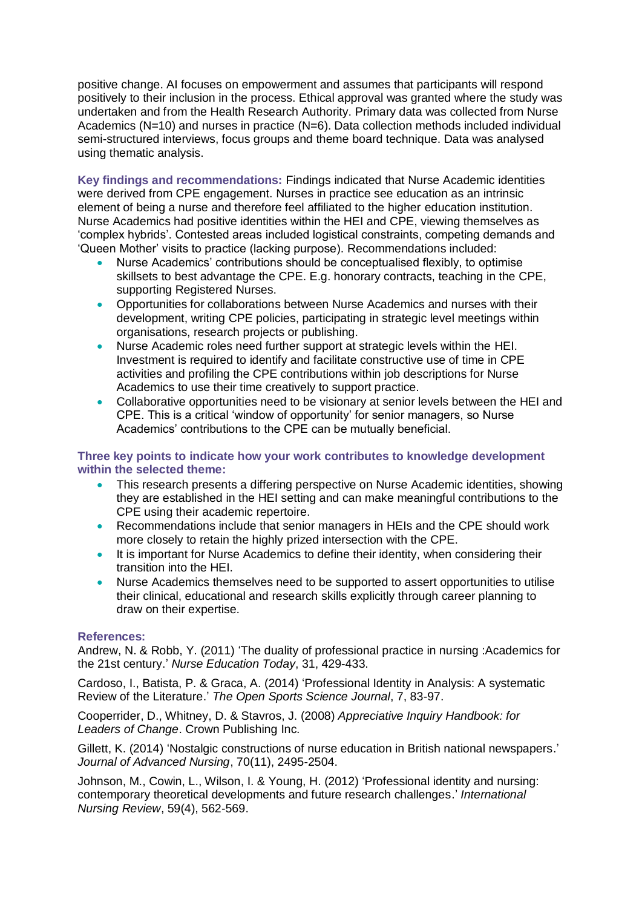positive change. AI focuses on empowerment and assumes that participants will respond positively to their inclusion in the process. Ethical approval was granted where the study was undertaken and from the Health Research Authority. Primary data was collected from Nurse Academics (N=10) and nurses in practice (N=6). Data collection methods included individual semi-structured interviews, focus groups and theme board technique. Data was analysed using thematic analysis.

**Key findings and recommendations:** Findings indicated that Nurse Academic identities were derived from CPE engagement. Nurses in practice see education as an intrinsic element of being a nurse and therefore feel affiliated to the higher education institution. Nurse Academics had positive identities within the HEI and CPE, viewing themselves as 'complex hybrids'. Contested areas included logistical constraints, competing demands and 'Queen Mother' visits to practice (lacking purpose). Recommendations included:

- Nurse Academics' contributions should be conceptualised flexibly, to optimise skillsets to best advantage the CPE. E.g. honorary contracts, teaching in the CPE, supporting Registered Nurses.
- Opportunities for collaborations between Nurse Academics and nurses with their development, writing CPE policies, participating in strategic level meetings within organisations, research projects or publishing.
- Nurse Academic roles need further support at strategic levels within the HEI. Investment is required to identify and facilitate constructive use of time in CPE activities and profiling the CPE contributions within job descriptions for Nurse Academics to use their time creatively to support practice.
- Collaborative opportunities need to be visionary at senior levels between the HEI and CPE. This is a critical 'window of opportunity' for senior managers, so Nurse Academics' contributions to the CPE can be mutually beneficial.

**Three key points to indicate how your work contributes to knowledge development within the selected theme:**

- This research presents a differing perspective on Nurse Academic identities, showing they are established in the HEI setting and can make meaningful contributions to the CPE using their academic repertoire.
- Recommendations include that senior managers in HEIs and the CPE should work more closely to retain the highly prized intersection with the CPE.
- It is important for Nurse Academics to define their identity, when considering their transition into the HEI.
- Nurse Academics themselves need to be supported to assert opportunities to utilise their clinical, educational and research skills explicitly through career planning to draw on their expertise.

**References:**

Andrew, N. & Robb, Y. (2011) 'The duality of professional practice in nursing :Academics for the 21st century.' *Nurse Education Today*, 31, 429-433.

Cardoso, I., Batista, P. & Graca, A. (2014) 'Professional Identity in Analysis: A systematic Review of the Literature.' *The Open Sports Science Journal*, 7, 83-97.

Cooperrider, D., Whitney, D. & Stavros, J. (2008) *Appreciative Inquiry Handbook: for Leaders of Change*. Crown Publishing Inc.

Gillett, K. (2014) 'Nostalgic constructions of nurse education in British national newspapers.' *Journal of Advanced Nursing*, 70(11), 2495-2504.

Johnson, M., Cowin, L., Wilson, I. & Young, H. (2012) 'Professional identity and nursing: contemporary theoretical developments and future research challenges.' *International Nursing Review*, 59(4), 562-569.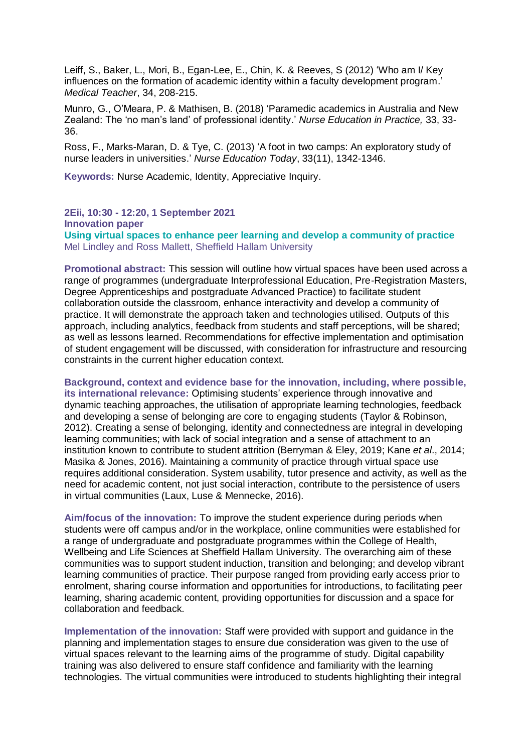Leiff, S., Baker, L., Mori, B., Egan-Lee, E., Chin, K. & Reeves, S (2012) 'Who am I/ Key influences on the formation of academic identity within a faculty development program.' *Medical Teacher*, 34, 208-215.

Munro, G., O'Meara, P. & Mathisen, B. (2018) 'Paramedic academics in Australia and New Zealand: The 'no man's land' of professional identity.' *Nurse Education in Practice,* 33, 33-36.

Ross, F., Marks-Maran, D. & Tye, C. (2013) 'A foot in two camps: An exploratory study of nurse leaders in universities.' *Nurse Education Today*, 33(11), 1342-1346.

**Keywords:** Nurse Academic, Identity, Appreciative Inquiry.

**2Eii, 10:30 - 12:20, 1 September 2021**
**Innovation paper**

## Using virtual spaces to enhance peer learning and develop a community of practice

Mel Lindley and Ross Mallett, Sheffield Hallam University

**Promotional abstract:** This session will outline how virtual spaces have been used across a range of programmes (undergraduate Interprofessional Education, Pre-Registration Masters, Degree Apprenticeships and postgraduate Advanced Practice) to facilitate student collaboration outside the classroom, enhance interactivity and develop a community of practice. It will demonstrate the approach taken and technologies utilised. Outputs of this approach, including analytics, feedback from students and staff perceptions, will be shared; as well as lessons learned. Recommendations for effective implementation and optimisation of student engagement will be discussed, with consideration for infrastructure and resourcing constraints in the current higher education context.

**Background, context and evidence base for the innovation, including, where possible, its international relevance:** Optimising students' experience through innovative and dynamic teaching approaches, the utilisation of appropriate learning technologies, feedback and developing a sense of belonging are core to engaging students (Taylor & Robinson, 2012). Creating a sense of belonging, identity and connectedness are integral in developing learning communities; with lack of social integration and a sense of attachment to an institution known to contribute to student attrition (Berryman & Eley, 2019; Kane *et al*., 2014; Masika & Jones, 2016). Maintaining a community of practice through virtual space use requires additional consideration. System usability, tutor presence and activity, as well as the need for academic content, not just social interaction, contribute to the persistence of users in virtual communities (Laux, Luse & Mennecke, 2016).

**Aim/focus of the innovation:** To improve the student experience during periods when students were off campus and/or in the workplace, online communities were established for a range of undergraduate and postgraduate programmes within the College of Health, Wellbeing and Life Sciences at Sheffield Hallam University. The overarching aim of these communities was to support student induction, transition and belonging; and develop vibrant learning communities of practice. Their purpose ranged from providing early access prior to enrolment, sharing course information and opportunities for introductions, to facilitating peer learning, sharing academic content, providing opportunities for discussion and a space for collaboration and feedback.

**Implementation of the innovation:** Staff were provided with support and guidance in the planning and implementation stages to ensure due consideration was given to the use of virtual spaces relevant to the learning aims of the programme of study. Digital capability training was also delivered to ensure staff confidence and familiarity with the learning technologies. The virtual communities were introduced to students highlighting their integral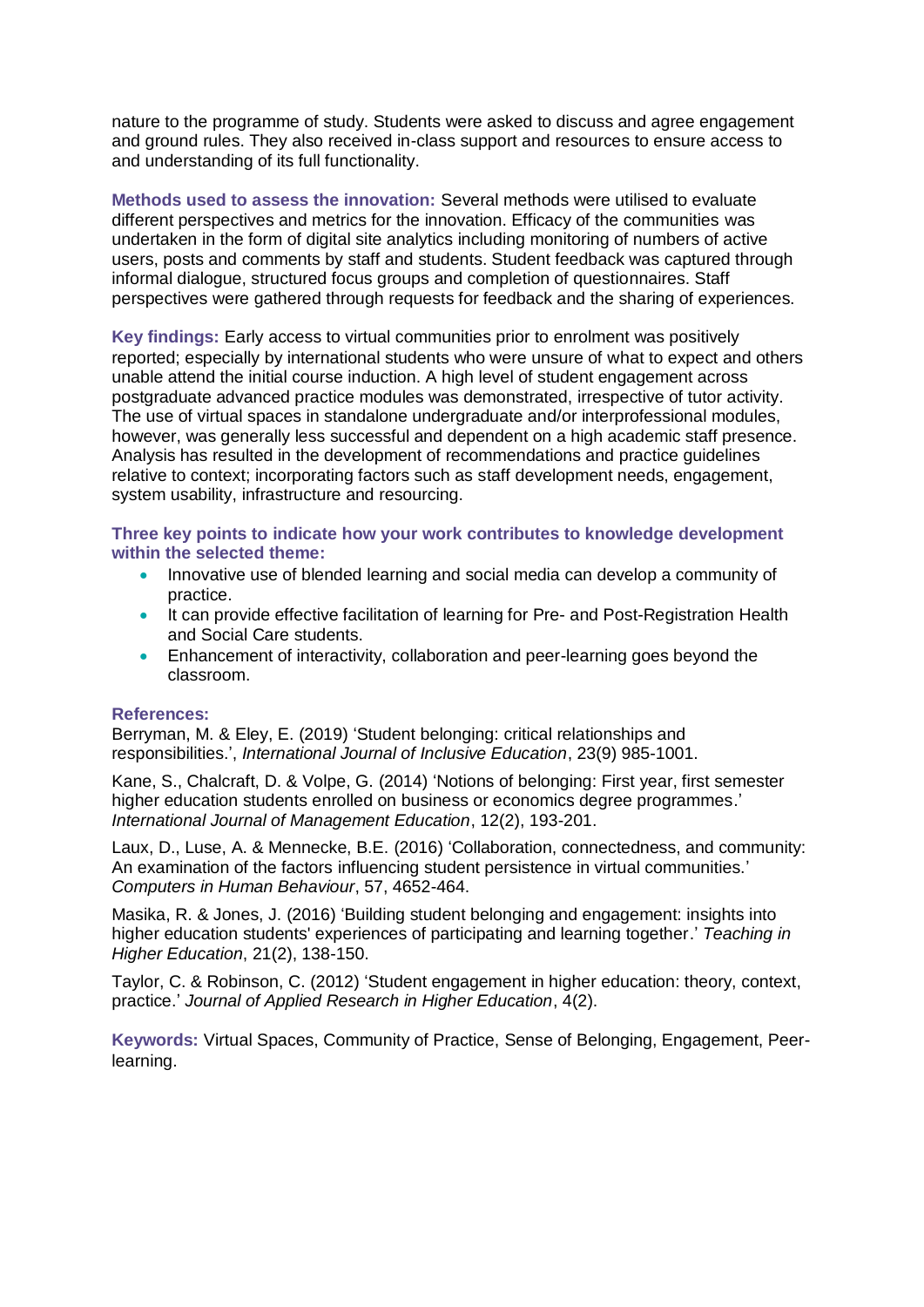nature to the programme of study. Students were asked to discuss and agree engagement and ground rules. They also received in-class support and resources to ensure access to and understanding of its full functionality.

**Methods used to assess the innovation:** Several methods were utilised to evaluate different perspectives and metrics for the innovation. Efficacy of the communities was undertaken in the form of digital site analytics including monitoring of numbers of active users, posts and comments by staff and students. Student feedback was captured through informal dialogue, structured focus groups and completion of questionnaires. Staff perspectives were gathered through requests for feedback and the sharing of experiences.

**Key findings:** Early access to virtual communities prior to enrolment was positively reported; especially by international students who were unsure of what to expect and others unable attend the initial course induction. A high level of student engagement across postgraduate advanced practice modules was demonstrated, irrespective of tutor activity. The use of virtual spaces in standalone undergraduate and/or interprofessional modules, however, was generally less successful and dependent on a high academic staff presence. Analysis has resulted in the development of recommendations and practice guidelines relative to context; incorporating factors such as staff development needs, engagement, system usability, infrastructure and resourcing.

**Three key points to indicate how your work contributes to knowledge development within the selected theme:**

- Innovative use of blended learning and social media can develop a community of practice.
- It can provide effective facilitation of learning for Pre- and Post-Registration Health and Social Care students.
- Enhancement of interactivity, collaboration and peer-learning goes beyond the classroom.

**References:**

Berryman, M. & Eley, E. (2019) 'Student belonging: critical relationships and responsibilities.', *International Journal of Inclusive Education*, 23(9) 985-1001.

Kane, S., Chalcraft, D. & Volpe, G. (2014) 'Notions of belonging: First year, first semester higher education students enrolled on business or economics degree programmes.' *International Journal of Management Education*, 12(2), 193-201.

Laux, D., Luse, A. & Mennecke, B.E. (2016) 'Collaboration, connectedness, and community: An examination of the factors influencing student persistence in virtual communities.' *Computers in Human Behaviour*, 57, 4652-464.

Masika, R. & Jones, J. (2016) 'Building student belonging and engagement: insights into higher education students' experiences of participating and learning together.' *Teaching in Higher Education*, 21(2), 138-150.

Taylor, C. & Robinson, C. (2012) 'Student engagement in higher education: theory, context, practice.' *Journal of Applied Research in Higher Education*, 4(2).

**Keywords:** Virtual Spaces, Community of Practice, Sense of Belonging, Engagement, Peer-learning.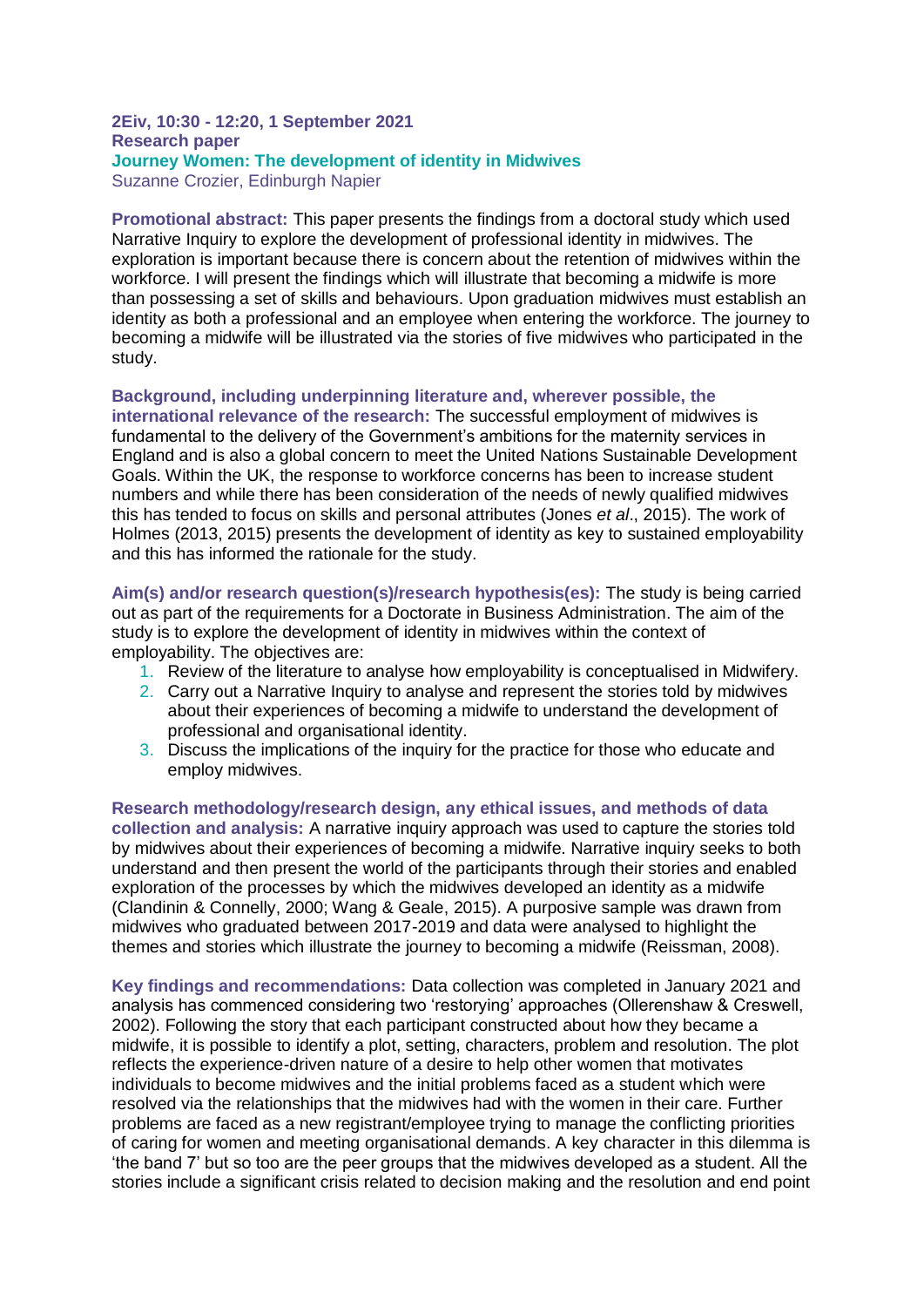**2Eiv, 10:30 - 12:20, 1 September 2021**
**Research paper**
**Journey Women: The development of identity in Midwives**
Suzanne Crozier, Edinburgh Napier

**Promotional abstract:** This paper presents the findings from a doctoral study which used Narrative Inquiry to explore the development of professional identity in midwives. The exploration is important because there is concern about the retention of midwives within the workforce. I will present the findings which will illustrate that becoming a midwife is more than possessing a set of skills and behaviours. Upon graduation midwives must establish an identity as both a professional and an employee when entering the workforce. The journey to becoming a midwife will be illustrated via the stories of five midwives who participated in the study.

**Background, including underpinning literature and, wherever possible, the international relevance of the research:** The successful employment of midwives is fundamental to the delivery of the Government's ambitions for the maternity services in England and is also a global concern to meet the United Nations Sustainable Development Goals. Within the UK, the response to workforce concerns has been to increase student numbers and while there has been consideration of the needs of newly qualified midwives this has tended to focus on skills and personal attributes (Jones *et al*., 2015). The work of Holmes (2013, 2015) presents the development of identity as key to sustained employability and this has informed the rationale for the study.

**Aim(s) and/or research question(s)/research hypothesis(es):** The study is being carried out as part of the requirements for a Doctorate in Business Administration. The aim of the study is to explore the development of identity in midwives within the context of employability. The objectives are:

1. Review of the literature to analyse how employability is conceptualised in Midwifery.
2. Carry out a Narrative Inquiry to analyse and represent the stories told by midwives about their experiences of becoming a midwife to understand the development of professional and organisational identity.
3. Discuss the implications of the inquiry for the practice for those who educate and employ midwives.

**Research methodology/research design, any ethical issues, and methods of data collection and analysis:** A narrative inquiry approach was used to capture the stories told by midwives about their experiences of becoming a midwife. Narrative inquiry seeks to both understand and then present the world of the participants through their stories and enabled exploration of the processes by which the midwives developed an identity as a midwife (Clandinin & Connelly, 2000; Wang & Geale, 2015). A purposive sample was drawn from midwives who graduated between 2017-2019 and data were analysed to highlight the themes and stories which illustrate the journey to becoming a midwife (Reissman, 2008).

**Key findings and recommendations:** Data collection was completed in January 2021 and analysis has commenced considering two 'restorying' approaches (Ollerenshaw & Creswell, 2002). Following the story that each participant constructed about how they became a midwife, it is possible to identify a plot, setting, characters, problem and resolution. The plot reflects the experience-driven nature of a desire to help other women that motivates individuals to become midwives and the initial problems faced as a student which were resolved via the relationships that the midwives had with the women in their care. Further problems are faced as a new registrant/employee trying to manage the conflicting priorities of caring for women and meeting organisational demands. A key character in this dilemma is 'the band 7' but so too are the peer groups that the midwives developed as a student. All the stories include a significant crisis related to decision making and the resolution and end point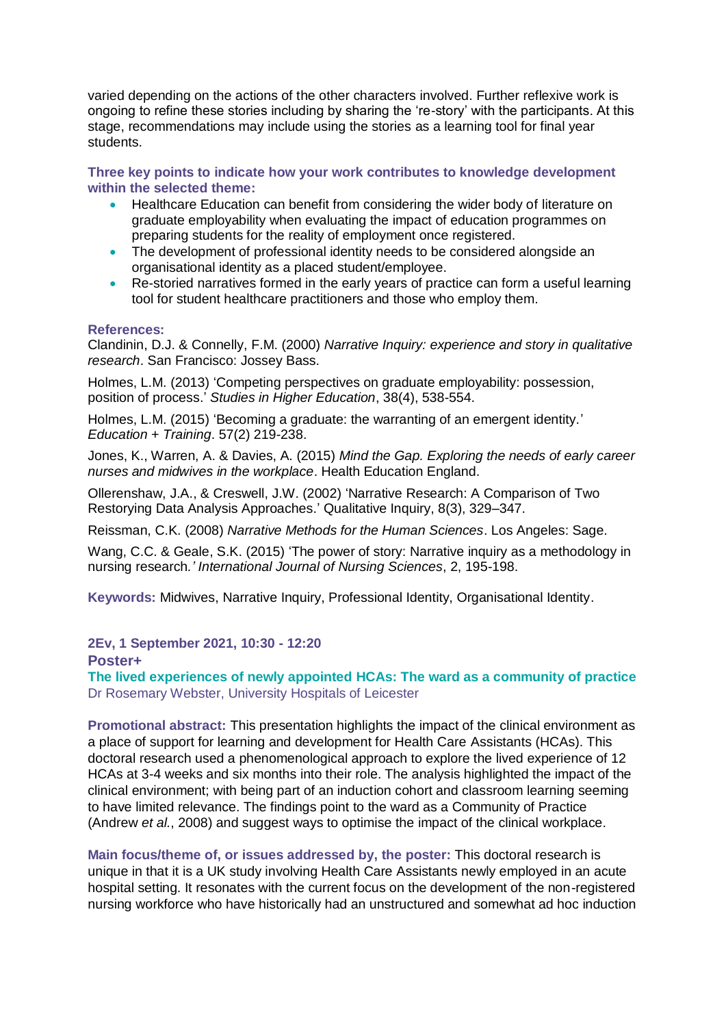varied depending on the actions of the other characters involved. Further reflexive work is ongoing to refine these stories including by sharing the 're-story' with the participants. At this stage, recommendations may include using the stories as a learning tool for final year students.

**Three key points to indicate how your work contributes to knowledge development within the selected theme:**

- Healthcare Education can benefit from considering the wider body of literature on graduate employability when evaluating the impact of education programmes on preparing students for the reality of employment once registered.
- The development of professional identity needs to be considered alongside an organisational identity as a placed student/employee.
- Re-storied narratives formed in the early years of practice can form a useful learning tool for student healthcare practitioners and those who employ them.

**References:**

Clandinin, D.J. & Connelly, F.M. (2000) *Narrative Inquiry: experience and story in qualitative research*. San Francisco: Jossey Bass.

Holmes, L.M. (2013) 'Competing perspectives on graduate employability: possession, position of process.' *Studies in Higher Education*, 38(4), 538-554.

Holmes, L.M. (2015) 'Becoming a graduate: the warranting of an emergent identity.' *Education + Training*. 57(2) 219-238.

Jones, K., Warren, A. & Davies, A. (2015) *Mind the Gap. Exploring the needs of early career nurses and midwives in the workplace*. Health Education England.

Ollerenshaw, J.A., & Creswell, J.W. (2002) 'Narrative Research: A Comparison of Two Restorying Data Analysis Approaches.' Qualitative Inquiry, 8(3), 329–347.

Reissman, C.K. (2008) *Narrative Methods for the Human Sciences*. Los Angeles: Sage.

Wang, C.C. & Geale, S.K. (2015) 'The power of story: Narrative inquiry as a methodology in nursing research.' *International Journal of Nursing Sciences*, 2, 195-198.

**Keywords:** Midwives, Narrative Inquiry, Professional Identity, Organisational Identity.

**2Ev, 1 September 2021, 10:30 - 12:20**

**Poster+**

## The lived experiences of newly appointed HCAs: The ward as a community of practice

Dr Rosemary Webster, University Hospitals of Leicester

**Promotional abstract:** This presentation highlights the impact of the clinical environment as a place of support for learning and development for Health Care Assistants (HCAs). This doctoral research used a phenomenological approach to explore the lived experience of 12 HCAs at 3-4 weeks and six months into their role. The analysis highlighted the impact of the clinical environment; with being part of an induction cohort and classroom learning seeming to have limited relevance. The findings point to the ward as a Community of Practice (Andrew *et al.*, 2008) and suggest ways to optimise the impact of the clinical workplace.

**Main focus/theme of, or issues addressed by, the poster:** This doctoral research is unique in that it is a UK study involving Health Care Assistants newly employed in an acute hospital setting. It resonates with the current focus on the development of the non-registered nursing workforce who have historically had an unstructured and somewhat ad hoc induction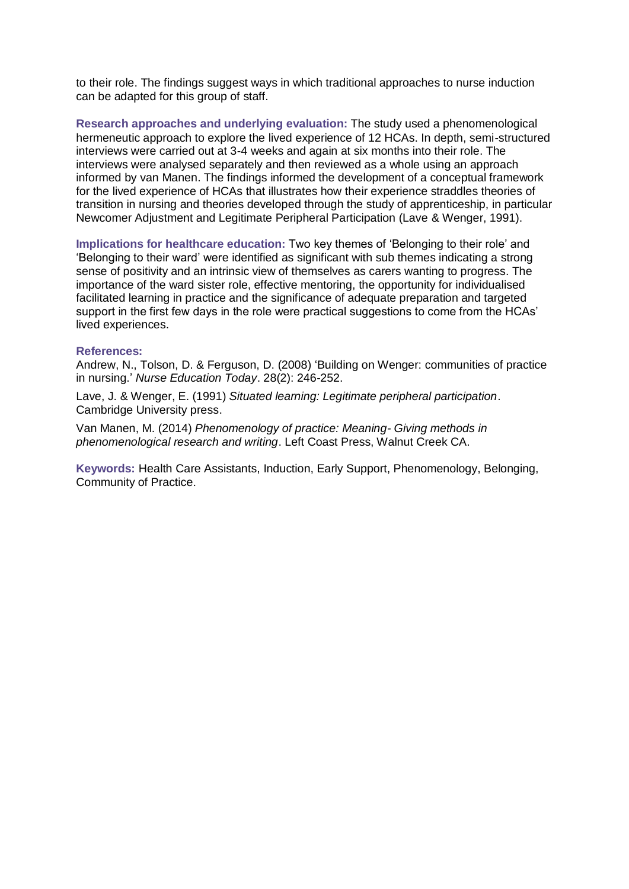to their role. The findings suggest ways in which traditional approaches to nurse induction can be adapted for this group of staff.

**Research approaches and underlying evaluation:** The study used a phenomenological hermeneutic approach to explore the lived experience of 12 HCAs. In depth, semi-structured interviews were carried out at 3-4 weeks and again at six months into their role. The interviews were analysed separately and then reviewed as a whole using an approach informed by van Manen. The findings informed the development of a conceptual framework for the lived experience of HCAs that illustrates how their experience straddles theories of transition in nursing and theories developed through the study of apprenticeship, in particular Newcomer Adjustment and Legitimate Peripheral Participation (Lave & Wenger, 1991).

**Implications for healthcare education:** Two key themes of 'Belonging to their role' and 'Belonging to their ward' were identified as significant with sub themes indicating a strong sense of positivity and an intrinsic view of themselves as carers wanting to progress. The importance of the ward sister role, effective mentoring, the opportunity for individualised facilitated learning in practice and the significance of adequate preparation and targeted support in the first few days in the role were practical suggestions to come from the HCAs' lived experiences.

**References:**

Andrew, N., Tolson, D. & Ferguson, D. (2008) 'Building on Wenger: communities of practice in nursing.' *Nurse Education Today*. 28(2): 246-252.

Lave, J. & Wenger, E. (1991) *Situated learning: Legitimate peripheral participation*. Cambridge University press.

Van Manen, M. (2014) *Phenomenology of practice: Meaning- Giving methods in phenomenological research and writing*. Left Coast Press, Walnut Creek CA.

**Keywords:** Health Care Assistants, Induction, Early Support, Phenomenology, Belonging, Community of Practice.